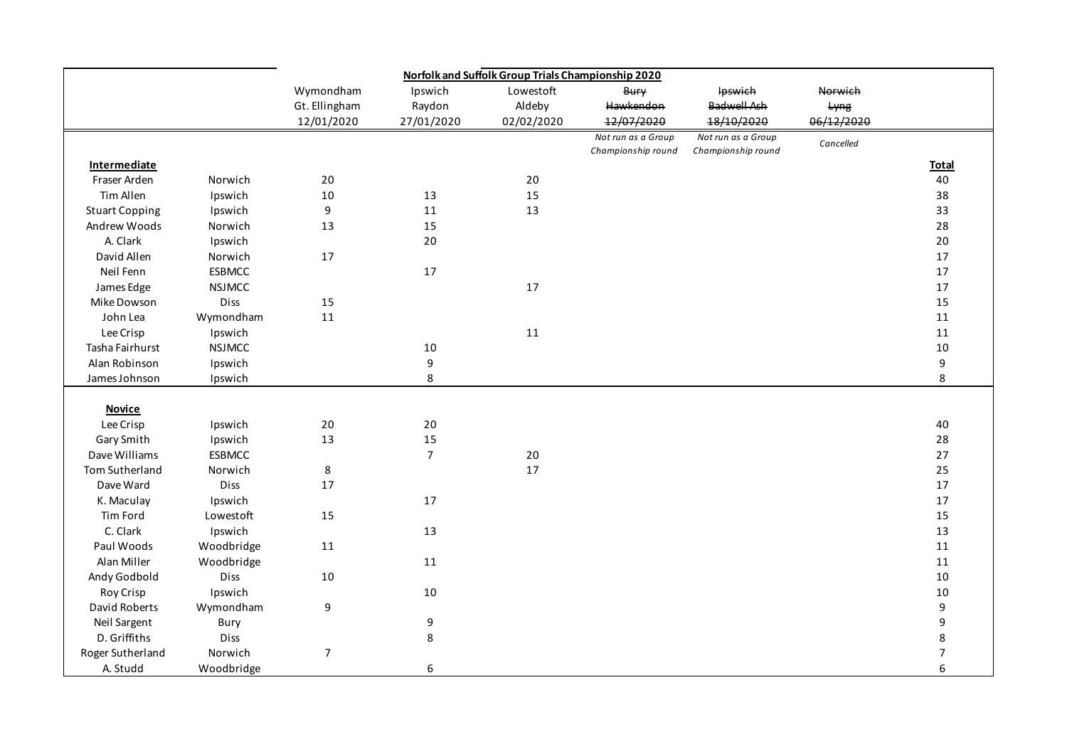## Norfolk and Suffolk Group Trials Championship 2020

| | | Wymondham Gt. Ellingham 12/01/2020 | Ipswich Raydon 27/01/2020 | Lowestoft Aldeby 02/02/2020 | ~~Bury Hawkendon 12/07/2020~~ | ~~Ipswich Badwell Ash 18/10/2020~~ | ~~Norwich Lyng 06/12/2020~~ | |
|---|---|---|---|---|---|---|---|---|
| | | | | | *Not run as a Group Championship round* | *Not run as a Group Championship round* | *Cancelled* | |
| **Intermediate** | | | | | | | | **Total** |
| Fraser Arden | Norwich | 20 | | 20 | | | | 40 |
| Tim Allen | Ipswich | 10 | 13 | 15 | | | | 38 |
| Stuart Copping | Ipswich | 9 | 11 | 13 | | | | 33 |
| Andrew Woods | Norwich | 13 | 15 | | | | | 28 |
| A. Clark | Ipswich | | 20 | | | | | 20 |
| David Allen | Norwich | 17 | | | | | | 17 |
| Neil Fenn | ESBMCC | | 17 | | | | | 17 |
| James Edge | NSJMCC | | | 17 | | | | 17 |
| Mike Dowson | Diss | 15 | | | | | | 15 |
| John Lea | Wymondham | 11 | | | | | | 11 |
| Lee Crisp | Ipswich | | | 11 | | | | 11 |
| Tasha Fairhurst | NSJMCC | | 10 | | | | | 10 |
| Alan Robinson | Ipswich | | 9 | | | | | 9 |
| James Johnson | Ipswich | | 8 | | | | | 8 |
| **Novice** | | | | | | | | |
| Lee Crisp | Ipswich | 20 | 20 | | | | | 40 |
| Gary Smith | Ipswich | 13 | 15 | | | | | 28 |
| Dave Williams | ESBMCC | | 7 | 20 | | | | 27 |
| Tom Sutherland | Norwich | 8 | | 17 | | | | 25 |
| Dave Ward | Diss | 17 | | | | | | 17 |
| K. Maculay | Ipswich | | 17 | | | | | 17 |
| Tim Ford | Lowestoft | 15 | | | | | | 15 |
| C. Clark | Ipswich | | 13 | | | | | 13 |
| Paul Woods | Woodbridge | 11 | | | | | | 11 |
| Alan Miller | Woodbridge | | 11 | | | | | 11 |
| Andy Godbold | Diss | 10 | | | | | | 10 |
| Roy Crisp | Ipswich | | 10 | | | | | 10 |
| David Roberts | Wymondham | 9 | | | | | | 9 |
| Neil Sargent | Bury | | 9 | | | | | 9 |
| D. Griffiths | Diss | | 8 | | | | | 8 |
| Roger Sutherland | Norwich | 7 | | | | | | 7 |
| A. Studd | Woodbridge | | 6 | | | | | 6 |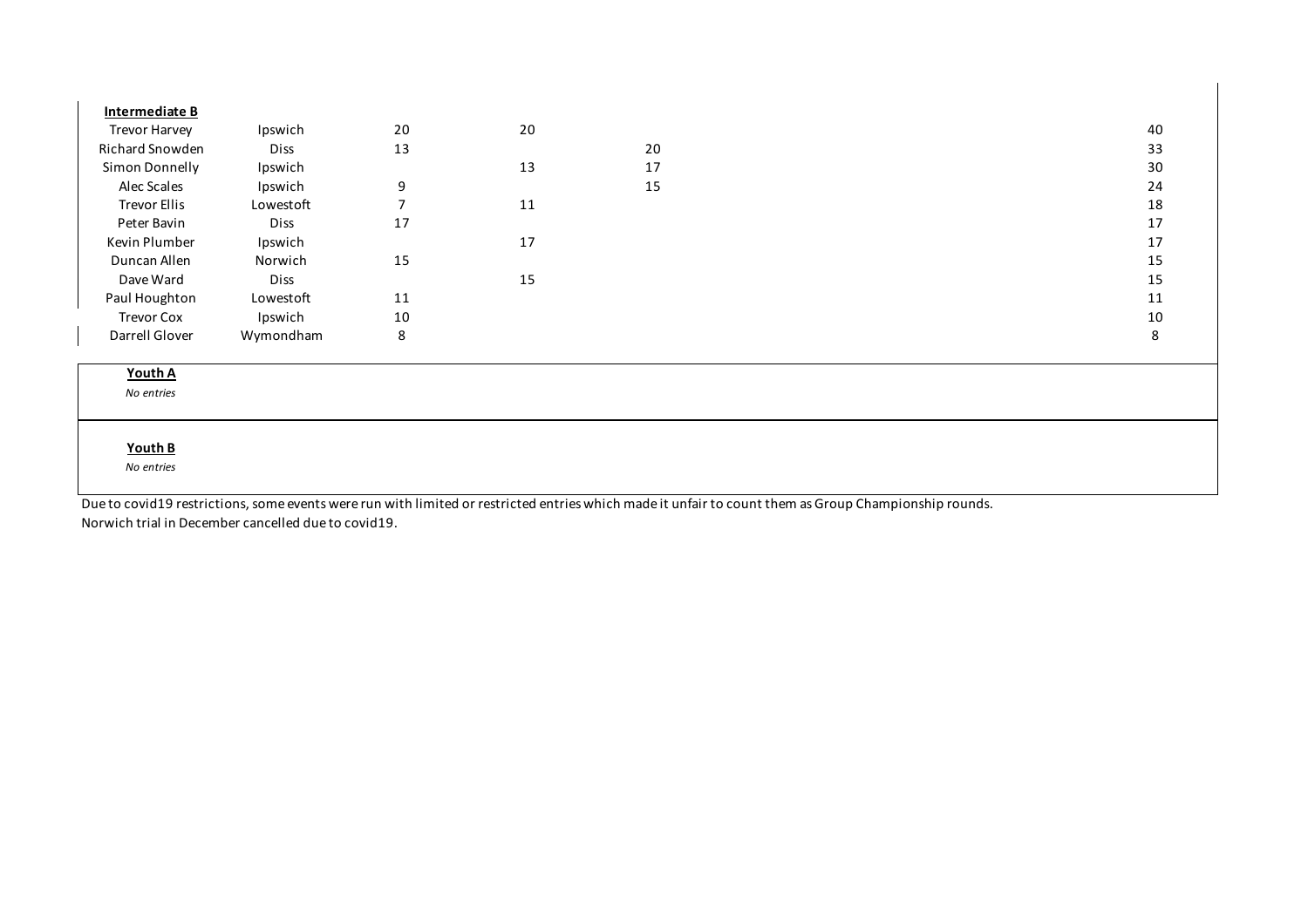**Intermediate B**

| | | | | | |
|---|---|---|---|---|---|
| Trevor Harvey | Ipswich | 20 | 20 | | 40 |
| Richard Snowden | Diss | 13 | | 20 | 33 |
| Simon Donnelly | Ipswich | | 13 | 17 | 30 |
| Alec Scales | Ipswich | 9 | | 15 | 24 |
| Trevor Ellis | Lowestoft | 7 | 11 | | 18 |
| Peter Bavin | Diss | 17 | | | 17 |
| Kevin Plumber | Ipswich | | 17 | | 17 |
| Duncan Allen | Norwich | 15 | | | 15 |
| Dave Ward | Diss | | 15 | | 15 |
| Paul Houghton | Lowestoft | 11 | | | 11 |
| Trevor Cox | Ipswich | 10 | | | 10 |
| Darrell Glover | Wymondham | 8 | | | 8 |

**Youth A**

*No entries*

**Youth B**

*No entries*

Due to covid19 restrictions, some events were run with limited or restricted entries which made it unfair to count them as Group Championship rounds.
Norwich trial in December cancelled due to covid19.